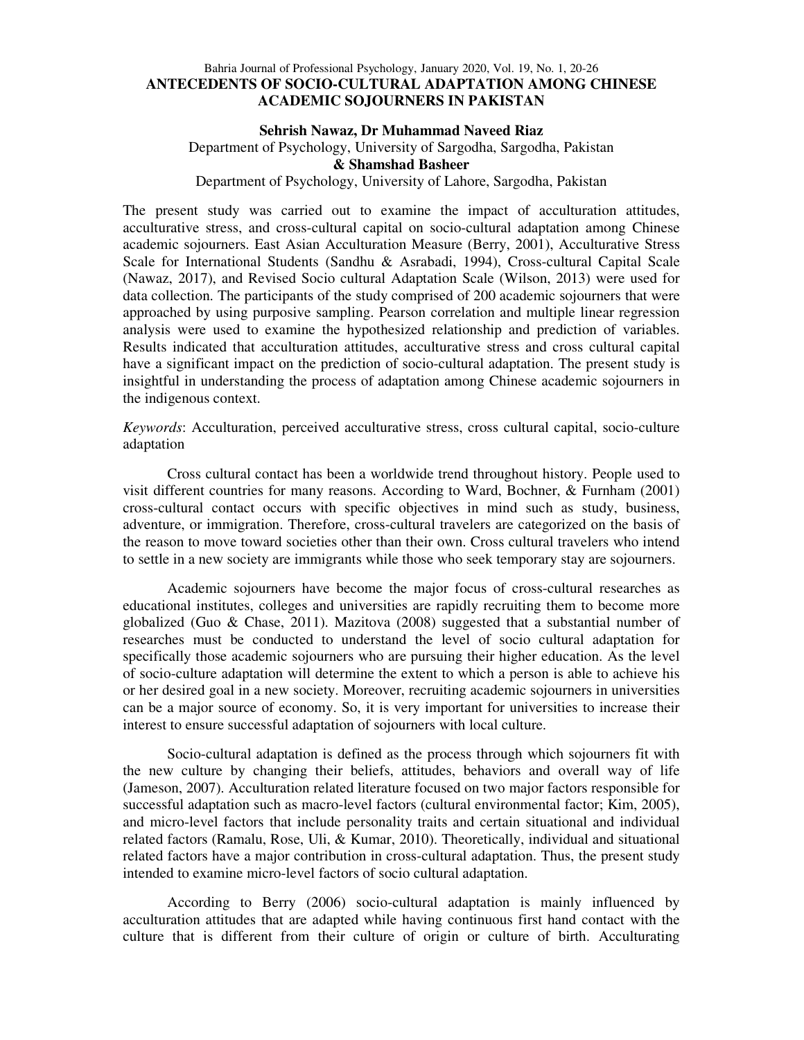# ANTECEDENTS OF SOCIO-CULTURAL ADAPTATION AMONG CHINESE ACADEMIC SOJOURNERS IN PAKISTAN

**Sehrish Nawaz, Dr Muhammad Naveed Riaz**
Department of Psychology, University of Sargodha, Sargodha, Pakistan
**& Shamshad Basheer**
Department of Psychology, University of Lahore, Sargodha, Pakistan

The present study was carried out to examine the impact of acculturation attitudes, acculturative stress, and cross-cultural capital on socio-cultural adaptation among Chinese academic sojourners. East Asian Acculturation Measure (Berry, 2001), Acculturative Stress Scale for International Students (Sandhu & Asrabadi, 1994), Cross-cultural Capital Scale (Nawaz, 2017), and Revised Socio cultural Adaptation Scale (Wilson, 2013) were used for data collection. The participants of the study comprised of 200 academic sojourners that were approached by using purposive sampling. Pearson correlation and multiple linear regression analysis were used to examine the hypothesized relationship and prediction of variables. Results indicated that acculturation attitudes, acculturative stress and cross cultural capital have a significant impact on the prediction of socio-cultural adaptation. The present study is insightful in understanding the process of adaptation among Chinese academic sojourners in the indigenous context.

*Keywords*: Acculturation, perceived acculturative stress, cross cultural capital, socio-culture adaptation

Cross cultural contact has been a worldwide trend throughout history. People used to visit different countries for many reasons. According to Ward, Bochner, & Furnham (2001) cross-cultural contact occurs with specific objectives in mind such as study, business, adventure, or immigration. Therefore, cross-cultural travelers are categorized on the basis of the reason to move toward societies other than their own. Cross cultural travelers who intend to settle in a new society are immigrants while those who seek temporary stay are sojourners.

Academic sojourners have become the major focus of cross-cultural researches as educational institutes, colleges and universities are rapidly recruiting them to become more globalized (Guo & Chase, 2011). Mazitova (2008) suggested that a substantial number of researches must be conducted to understand the level of socio cultural adaptation for specifically those academic sojourners who are pursuing their higher education. As the level of socio-culture adaptation will determine the extent to which a person is able to achieve his or her desired goal in a new society. Moreover, recruiting academic sojourners in universities can be a major source of economy. So, it is very important for universities to increase their interest to ensure successful adaptation of sojourners with local culture.

Socio-cultural adaptation is defined as the process through which sojourners fit with the new culture by changing their beliefs, attitudes, behaviors and overall way of life (Jameson, 2007). Acculturation related literature focused on two major factors responsible for successful adaptation such as macro-level factors (cultural environmental factor; Kim, 2005), and micro-level factors that include personality traits and certain situational and individual related factors (Ramalu, Rose, Uli, & Kumar, 2010). Theoretically, individual and situational related factors have a major contribution in cross-cultural adaptation. Thus, the present study intended to examine micro-level factors of socio cultural adaptation.

According to Berry (2006) socio-cultural adaptation is mainly influenced by acculturation attitudes that are adapted while having continuous first hand contact with the culture that is different from their culture of origin or culture of birth. Acculturating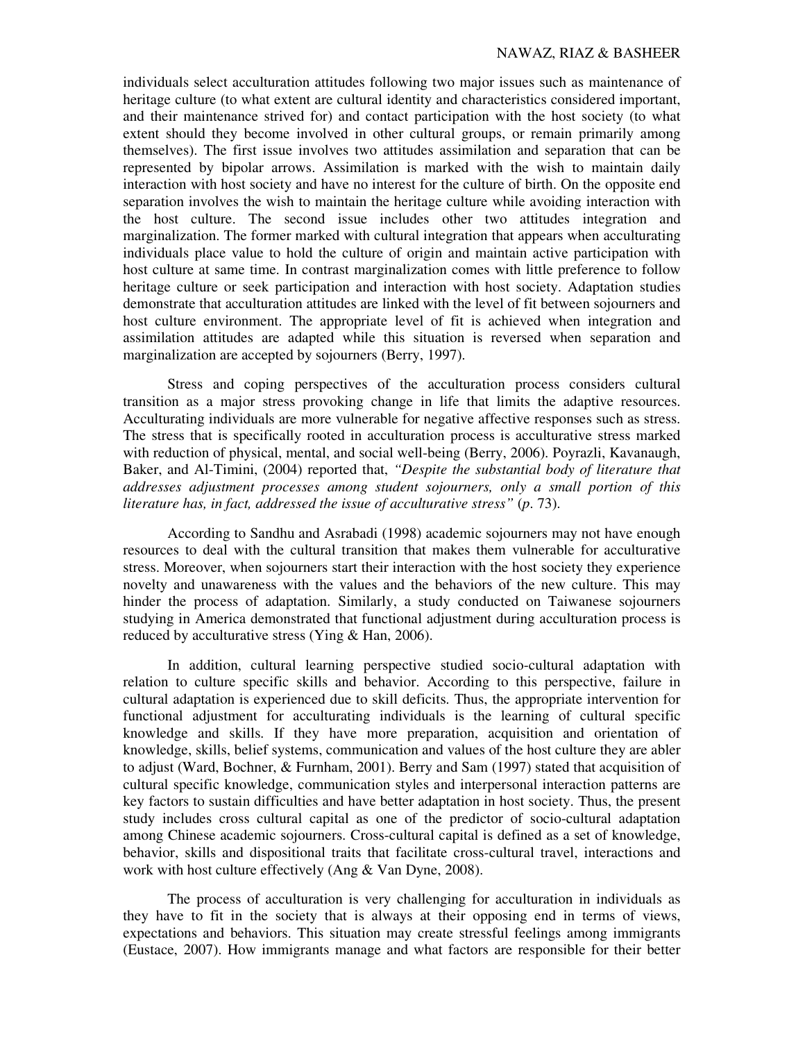individuals select acculturation attitudes following two major issues such as maintenance of heritage culture (to what extent are cultural identity and characteristics considered important, and their maintenance strived for) and contact participation with the host society (to what extent should they become involved in other cultural groups, or remain primarily among themselves). The first issue involves two attitudes assimilation and separation that can be represented by bipolar arrows. Assimilation is marked with the wish to maintain daily interaction with host society and have no interest for the culture of birth. On the opposite end separation involves the wish to maintain the heritage culture while avoiding interaction with the host culture. The second issue includes other two attitudes integration and marginalization. The former marked with cultural integration that appears when acculturating individuals place value to hold the culture of origin and maintain active participation with host culture at same time. In contrast marginalization comes with little preference to follow heritage culture or seek participation and interaction with host society. Adaptation studies demonstrate that acculturation attitudes are linked with the level of fit between sojourners and host culture environment. The appropriate level of fit is achieved when integration and assimilation attitudes are adapted while this situation is reversed when separation and marginalization are accepted by sojourners (Berry, 1997).

Stress and coping perspectives of the acculturation process considers cultural transition as a major stress provoking change in life that limits the adaptive resources. Acculturating individuals are more vulnerable for negative affective responses such as stress. The stress that is specifically rooted in acculturation process is acculturative stress marked with reduction of physical, mental, and social well-being (Berry, 2006). Poyrazli, Kavanaugh, Baker, and Al-Timini, (2004) reported that, *"Despite the substantial body of literature that addresses adjustment processes among student sojourners, only a small portion of this literature has, in fact, addressed the issue of acculturative stress"* (*p*. 73).

According to Sandhu and Asrabadi (1998) academic sojourners may not have enough resources to deal with the cultural transition that makes them vulnerable for acculturative stress. Moreover, when sojourners start their interaction with the host society they experience novelty and unawareness with the values and the behaviors of the new culture. This may hinder the process of adaptation. Similarly, a study conducted on Taiwanese sojourners studying in America demonstrated that functional adjustment during acculturation process is reduced by acculturative stress (Ying & Han, 2006).

In addition, cultural learning perspective studied socio-cultural adaptation with relation to culture specific skills and behavior. According to this perspective, failure in cultural adaptation is experienced due to skill deficits. Thus, the appropriate intervention for functional adjustment for acculturating individuals is the learning of cultural specific knowledge and skills. If they have more preparation, acquisition and orientation of knowledge, skills, belief systems, communication and values of the host culture they are abler to adjust (Ward, Bochner, & Furnham, 2001). Berry and Sam (1997) stated that acquisition of cultural specific knowledge, communication styles and interpersonal interaction patterns are key factors to sustain difficulties and have better adaptation in host society. Thus, the present study includes cross cultural capital as one of the predictor of socio-cultural adaptation among Chinese academic sojourners. Cross-cultural capital is defined as a set of knowledge, behavior, skills and dispositional traits that facilitate cross-cultural travel, interactions and work with host culture effectively (Ang & Van Dyne, 2008).

The process of acculturation is very challenging for acculturation in individuals as they have to fit in the society that is always at their opposing end in terms of views, expectations and behaviors. This situation may create stressful feelings among immigrants (Eustace, 2007). How immigrants manage and what factors are responsible for their better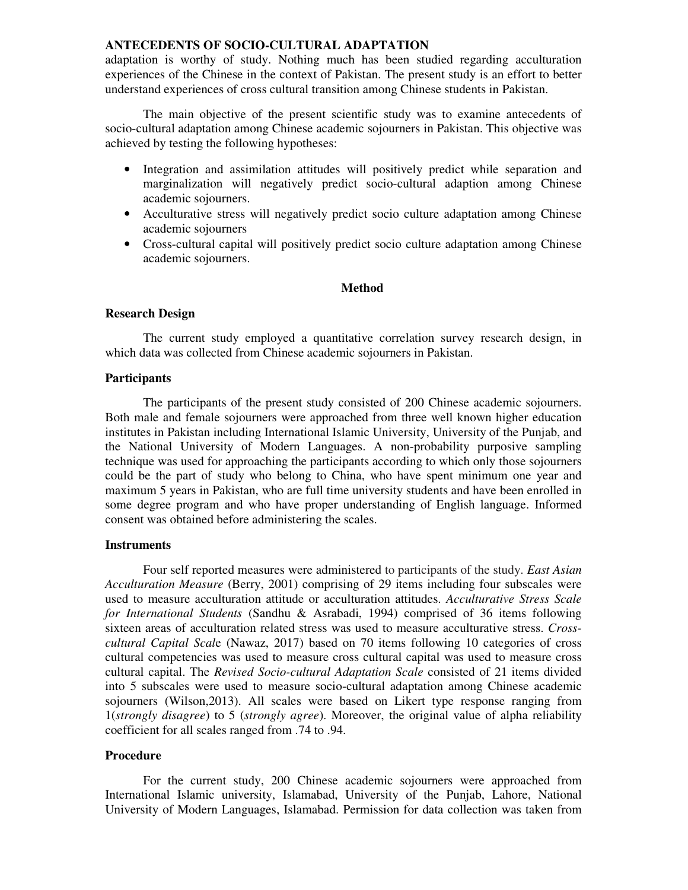adaptation is worthy of study. Nothing much has been studied regarding acculturation experiences of the Chinese in the context of Pakistan. The present study is an effort to better understand experiences of cross cultural transition among Chinese students in Pakistan.

The main objective of the present scientific study was to examine antecedents of socio-cultural adaptation among Chinese academic sojourners in Pakistan. This objective was achieved by testing the following hypotheses:

- Integration and assimilation attitudes will positively predict while separation and marginalization will negatively predict socio-cultural adaption among Chinese academic sojourners.
- Acculturative stress will negatively predict socio culture adaptation among Chinese academic sojourners
- Cross-cultural capital will positively predict socio culture adaptation among Chinese academic sojourners.

## Method

### Research Design

The current study employed a quantitative correlation survey research design, in which data was collected from Chinese academic sojourners in Pakistan.

### Participants

The participants of the present study consisted of 200 Chinese academic sojourners. Both male and female sojourners were approached from three well known higher education institutes in Pakistan including International Islamic University, University of the Punjab, and the National University of Modern Languages. A non-probability purposive sampling technique was used for approaching the participants according to which only those sojourners could be the part of study who belong to China, who have spent minimum one year and maximum 5 years in Pakistan, who are full time university students and have been enrolled in some degree program and who have proper understanding of English language. Informed consent was obtained before administering the scales.

### Instruments

Four self reported measures were administered to participants of the study. *East Asian Acculturation Measure* (Berry, 2001) comprising of 29 items including four subscales were used to measure acculturation attitude or acculturation attitudes. *Acculturative Stress Scale for International Students* (Sandhu & Asrabadi, 1994) comprised of 36 items following sixteen areas of acculturation related stress was used to measure acculturative stress. *Cross-cultural Capital Scal*e (Nawaz, 2017) based on 70 items following 10 categories of cross cultural competencies was used to measure cross cultural capital was used to measure cross cultural capital. The *Revised Socio-cultural Adaptation Scale* consisted of 21 items divided into 5 subscales were used to measure socio-cultural adaptation among Chinese academic sojourners (Wilson,2013). All scales were based on Likert type response ranging from 1(*strongly disagree*) to 5 (*strongly agree*). Moreover, the original value of alpha reliability coefficient for all scales ranged from .74 to .94.

### Procedure

For the current study, 200 Chinese academic sojourners were approached from International Islamic university, Islamabad, University of the Punjab, Lahore, National University of Modern Languages, Islamabad. Permission for data collection was taken from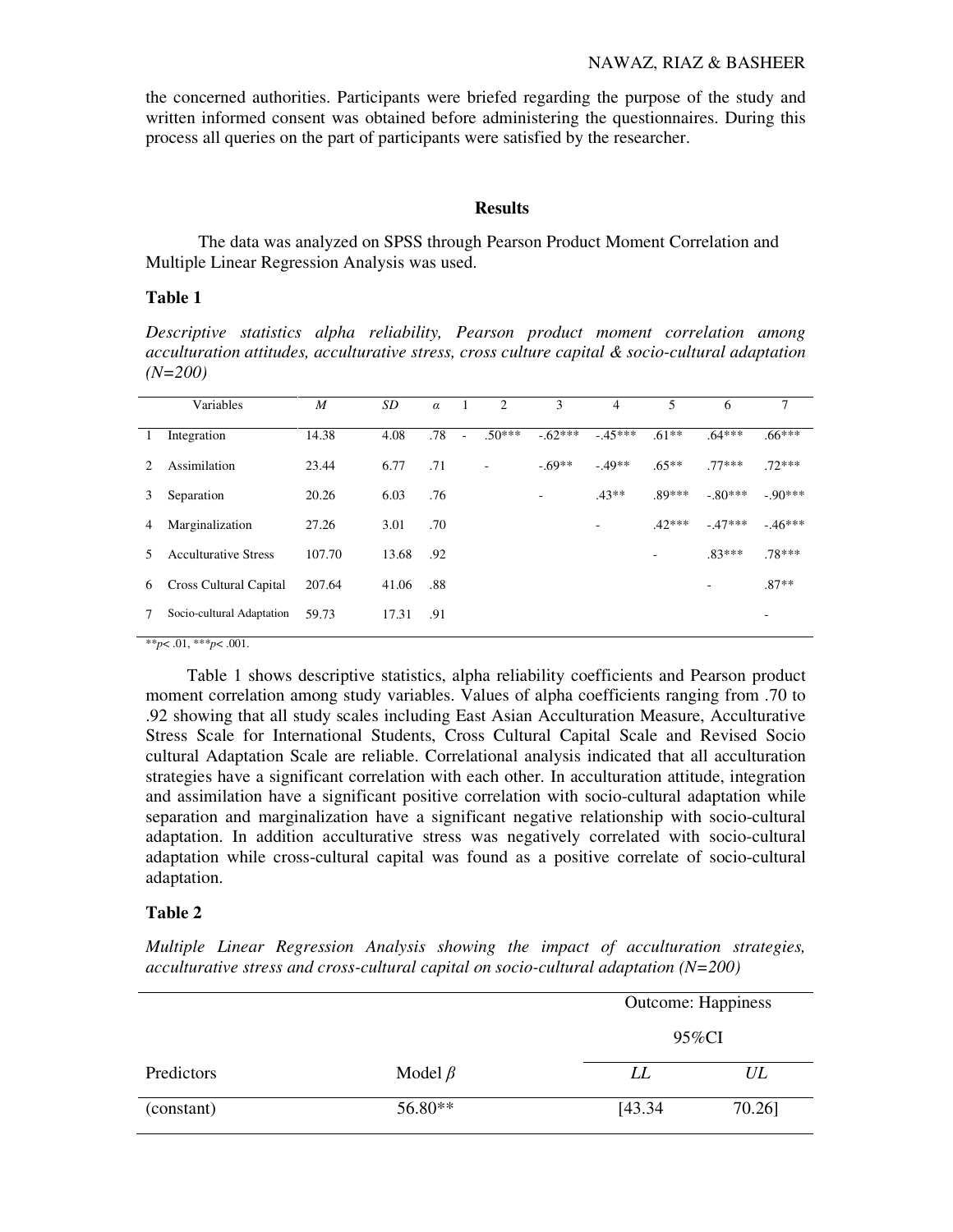the concerned authorities. Participants were briefed regarding the purpose of the study and written informed consent was obtained before administering the questionnaires. During this process all queries on the part of participants were satisfied by the researcher.

## Results

The data was analyzed on SPSS through Pearson Product Moment Correlation and Multiple Linear Regression Analysis was used.

**Table 1**

*Descriptive statistics alpha reliability, Pearson product moment correlation among acculturation attitudes, acculturative stress, cross culture capital & socio-cultural adaptation (N=200)*

| | Variables | *M* | *SD* | *α* | 1 | 2 | 3 | 4 | 5 | 6 | 7 |
|---|---|---|---|---|---|---|---|---|---|---|---|
| 1 | Integration | 14.38 | 4.08 | .78 | - | .50*** | -.62*** | -.45*** | .61** | .64*** | .66*** |
| 2 | Assimilation | 23.44 | 6.77 | .71 | | - | -.69** | -.49** | .65** | .77*** | .72*** |
| 3 | Separation | 20.26 | 6.03 | .76 | | | - | .43** | .89*** | -.80*** | -.90*** |
| 4 | Marginalization | 27.26 | 3.01 | .70 | | | | - | .42*** | -.47*** | -.46*** |
| 5 | Acculturative Stress | 107.70 | 13.68 | .92 | | | | | - | .83*** | .78*** |
| 6 | Cross Cultural Capital | 207.64 | 41.06 | .88 | | | | | | - | .87** |
| 7 | Socio-cultural Adaptation | 59.73 | 17.31 | .91 | | | | | | | - |

**$p$< .01, ***$p$< .001.

Table 1 shows descriptive statistics, alpha reliability coefficients and Pearson product moment correlation among study variables. Values of alpha coefficients ranging from .70 to .92 showing that all study scales including East Asian Acculturation Measure, Acculturative Stress Scale for International Students, Cross Cultural Capital Scale and Revised Socio cultural Adaptation Scale are reliable. Correlational analysis indicated that all acculturation strategies have a significant correlation with each other. In acculturation attitude, integration and assimilation have a significant positive correlation with socio-cultural adaptation while separation and marginalization have a significant negative relationship with socio-cultural adaptation. In addition acculturative stress was negatively correlated with socio-cultural adaptation while cross-cultural capital was found as a positive correlate of socio-cultural adaptation.

**Table 2**

*Multiple Linear Regression Analysis showing the impact of acculturation strategies, acculturative stress and cross-cultural capital on socio-cultural adaptation (N=200)*

| | | Outcome: Happiness | |
|---|---|---|---|
| | | 95%CI | |
| Predictors | Model *β* | *LL* | *UL* |
| (constant) | 56.80** | [43.34 | 70.26] |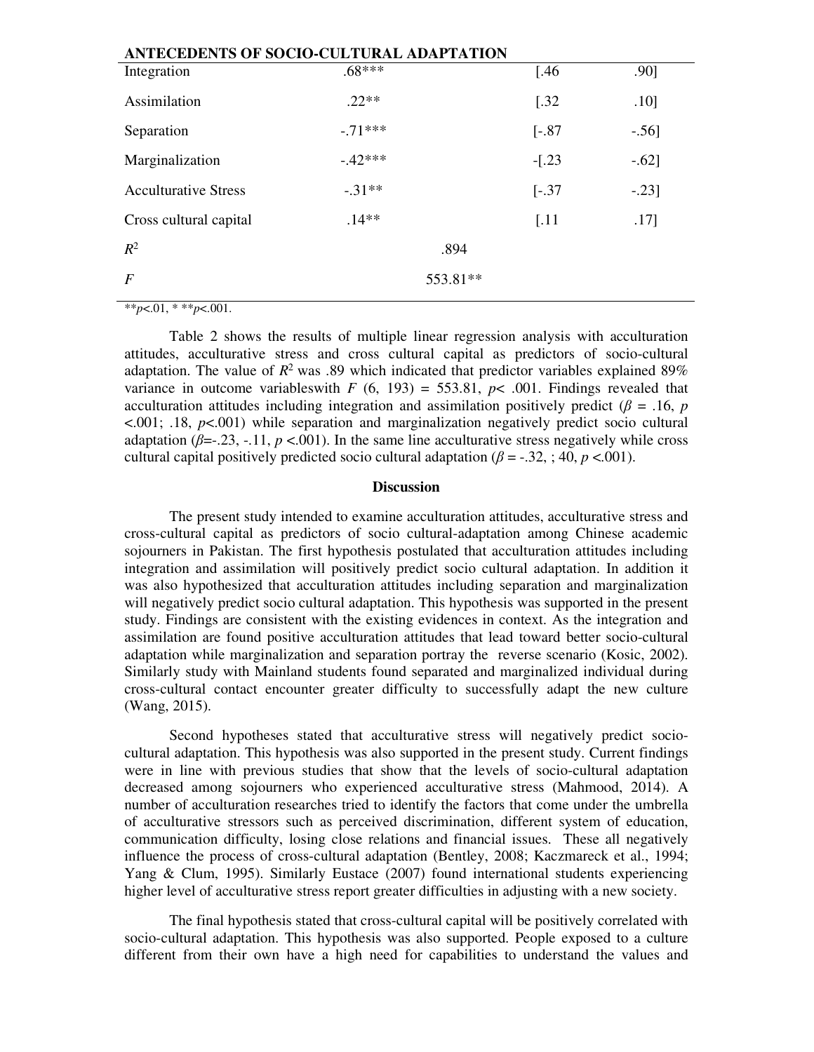| | | | |
|---|---|---|---|
| Integration | .68*** | [.46 | .90] |
| Assimilation | .22** | [.32 | .10] |
| Separation | -.71*** | [-.87 | -.56] |
| Marginalization | -.42*** | -[.23 | -.62] |
| Acculturative Stress | -.31** | [-.37 | -.23] |
| Cross cultural capital | .14** | [.11 | .17] |
| $R^2$ | .894 | | |
| *F* | 553.81** | | |

**$p$<.01, * **$p$<.001.

Table 2 shows the results of multiple linear regression analysis with acculturation attitudes, acculturative stress and cross cultural capital as predictors of socio-cultural adaptation. The value of $R^2$ was .89 which indicated that predictor variables explained 89% variance in outcome variableswith $F$ (6, 193) = 553.81, $p$< .001. Findings revealed that acculturation attitudes including integration and assimilation positively predict ($\beta$ = .16, $p$ <.001; .18, $p$<.001) while separation and marginalization negatively predict socio cultural adaptation ($\beta$=-.23, -.11, $p$ <.001). In the same line acculturative stress negatively while cross cultural capital positively predicted socio cultural adaptation ($\beta$ = -.32, ; 40, $p$ <.001).

## Discussion

The present study intended to examine acculturation attitudes, acculturative stress and cross-cultural capital as predictors of socio cultural-adaptation among Chinese academic sojourners in Pakistan. The first hypothesis postulated that acculturation attitudes including integration and assimilation will positively predict socio cultural adaptation. In addition it was also hypothesized that acculturation attitudes including separation and marginalization will negatively predict socio cultural adaptation. This hypothesis was supported in the present study. Findings are consistent with the existing evidences in context. As the integration and assimilation are found positive acculturation attitudes that lead toward better socio-cultural adaptation while marginalization and separation portray the reverse scenario (Kosic, 2002). Similarly study with Mainland students found separated and marginalized individual during cross-cultural contact encounter greater difficulty to successfully adapt the new culture (Wang, 2015).

Second hypotheses stated that acculturative stress will negatively predict socio-cultural adaptation. This hypothesis was also supported in the present study. Current findings were in line with previous studies that show that the levels of socio-cultural adaptation decreased among sojourners who experienced acculturative stress (Mahmood, 2014). A number of acculturation researches tried to identify the factors that come under the umbrella of acculturative stressors such as perceived discrimination, different system of education, communication difficulty, losing close relations and financial issues. These all negatively influence the process of cross-cultural adaptation (Bentley, 2008; Kaczmareck et al., 1994; Yang & Clum, 1995). Similarly Eustace (2007) found international students experiencing higher level of acculturative stress report greater difficulties in adjusting with a new society.

The final hypothesis stated that cross-cultural capital will be positively correlated with socio-cultural adaptation. This hypothesis was also supported. People exposed to a culture different from their own have a high need for capabilities to understand the values and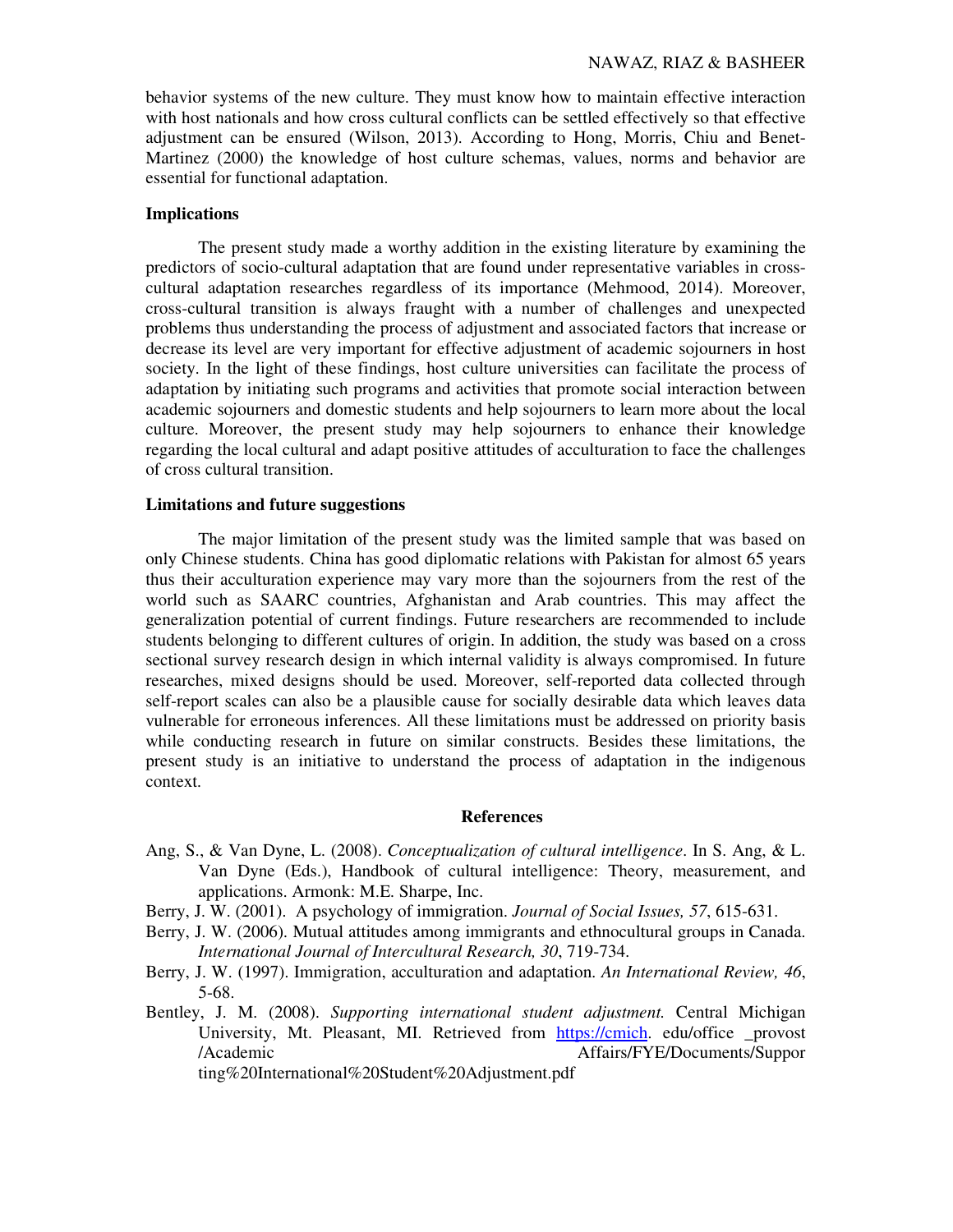behavior systems of the new culture. They must know how to maintain effective interaction with host nationals and how cross cultural conflicts can be settled effectively so that effective adjustment can be ensured (Wilson, 2013). According to Hong, Morris, Chiu and Benet-Martinez (2000) the knowledge of host culture schemas, values, norms and behavior are essential for functional adaptation.

## Implications

The present study made a worthy addition in the existing literature by examining the predictors of socio-cultural adaptation that are found under representative variables in cross-cultural adaptation researches regardless of its importance (Mehmood, 2014). Moreover, cross-cultural transition is always fraught with a number of challenges and unexpected problems thus understanding the process of adjustment and associated factors that increase or decrease its level are very important for effective adjustment of academic sojourners in host society. In the light of these findings, host culture universities can facilitate the process of adaptation by initiating such programs and activities that promote social interaction between academic sojourners and domestic students and help sojourners to learn more about the local culture. Moreover, the present study may help sojourners to enhance their knowledge regarding the local cultural and adapt positive attitudes of acculturation to face the challenges of cross cultural transition.

## Limitations and future suggestions

The major limitation of the present study was the limited sample that was based on only Chinese students. China has good diplomatic relations with Pakistan for almost 65 years thus their acculturation experience may vary more than the sojourners from the rest of the world such as SAARC countries, Afghanistan and Arab countries. This may affect the generalization potential of current findings. Future researchers are recommended to include students belonging to different cultures of origin. In addition, the study was based on a cross sectional survey research design in which internal validity is always compromised. In future researches, mixed designs should be used. Moreover, self-reported data collected through self-report scales can also be a plausible cause for socially desirable data which leaves data vulnerable for erroneous inferences. All these limitations must be addressed on priority basis while conducting research in future on similar constructs. Besides these limitations, the present study is an initiative to understand the process of adaptation in the indigenous context.

## References

Ang, S., & Van Dyne, L. (2008). *Conceptualization of cultural intelligence*. In S. Ang, & L. Van Dyne (Eds.), Handbook of cultural intelligence: Theory, measurement, and applications. Armonk: M.E. Sharpe, Inc.

Berry, J. W. (2001). A psychology of immigration. *Journal of Social Issues, 57*, 615-631.

Berry, J. W. (2006). Mutual attitudes among immigrants and ethnocultural groups in Canada. *International Journal of Intercultural Research, 30*, 719-734.

Berry, J. W. (1997). Immigration, acculturation and adaptation. *An International Review, 46*, 5-68.

Bentley, J. M. (2008). *Supporting international student adjustment.* Central Michigan University, Mt. Pleasant, MI. Retrieved from https://cmich. edu/office _provost /Academic Affairs/FYE/Documents/Supporting%20International%20Student%20Adjustment.pdf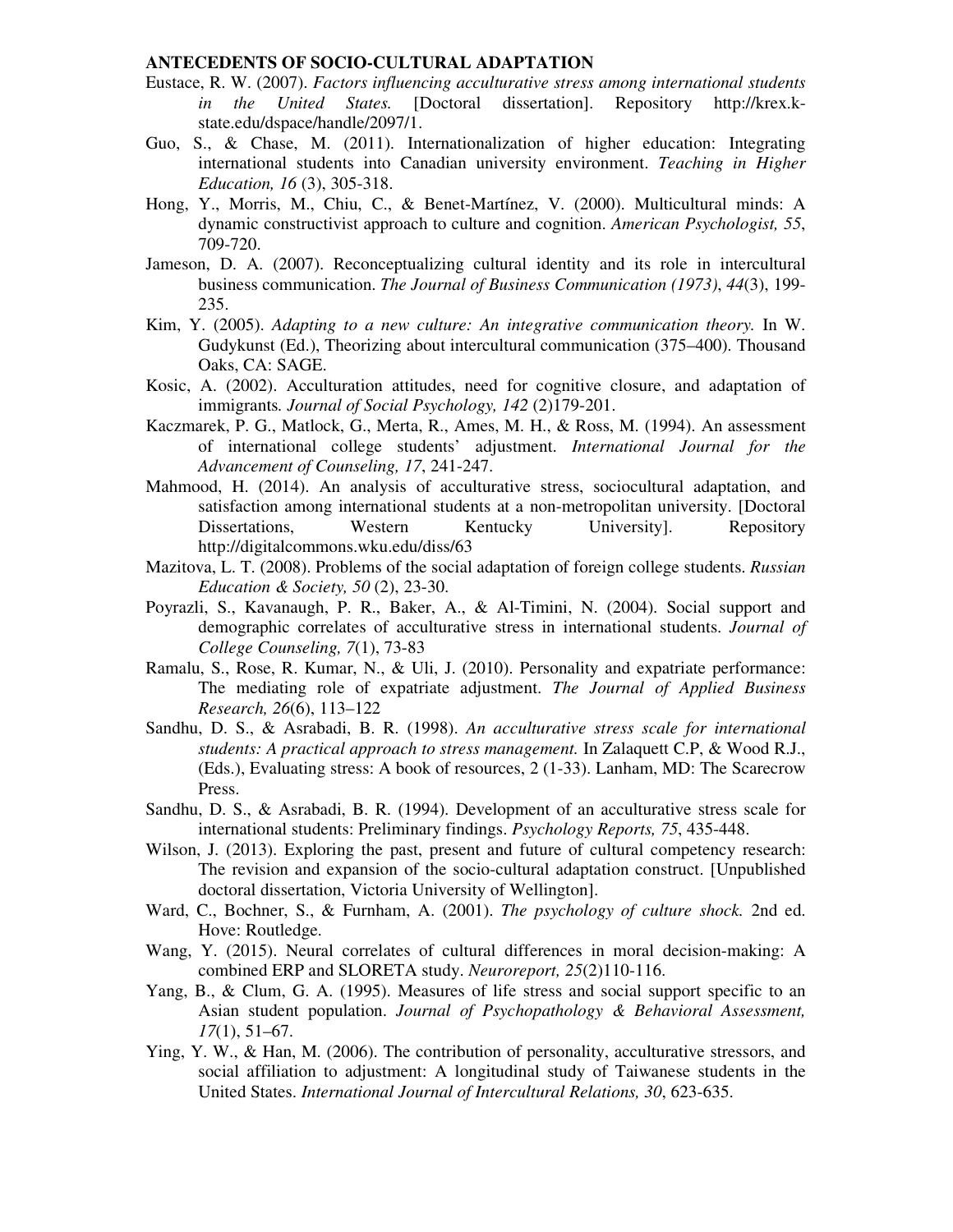Eustace, R. W. (2007). *Factors influencing acculturative stress among international students in the United States.* [Doctoral dissertation]. Repository http://krex.k-state.edu/dspace/handle/2097/1.

Guo, S., & Chase, M. (2011). Internationalization of higher education: Integrating international students into Canadian university environment. *Teaching in Higher Education, 16* (3), 305-318.

Hong, Y., Morris, M., Chiu, C., & Benet-Martínez, V. (2000). Multicultural minds: A dynamic constructivist approach to culture and cognition. *American Psychologist, 55*, 709-720.

Jameson, D. A. (2007). Reconceptualizing cultural identity and its role in intercultural business communication. *The Journal of Business Communication (1973)*, *44*(3), 199-235.

Kim, Y. (2005). *Adapting to a new culture: An integrative communication theory.* In W. Gudykunst (Ed.), Theorizing about intercultural communication (375–400). Thousand Oaks, CA: SAGE.

Kosic, A. (2002). Acculturation attitudes, need for cognitive closure, and adaptation of immigrants*. Journal of Social Psychology, 142* (2)179-201.

Kaczmarek, P. G., Matlock, G., Merta, R., Ames, M. H., & Ross, M. (1994). An assessment of international college students' adjustment. *International Journal for the Advancement of Counseling, 17*, 241-247.

Mahmood, H. (2014). An analysis of acculturative stress, sociocultural adaptation, and satisfaction among international students at a non-metropolitan university. [Doctoral Dissertations, Western Kentucky University]. Repository http://digitalcommons.wku.edu/diss/63

Mazitova, L. T. (2008). Problems of the social adaptation of foreign college students. *Russian Education & Society, 50* (2), 23-30.

Poyrazli, S., Kavanaugh, P. R., Baker, A., & Al-Timini, N. (2004). Social support and demographic correlates of acculturative stress in international students. *Journal of College Counseling, 7*(1), 73-83

Ramalu, S., Rose, R. Kumar, N., & Uli, J. (2010). Personality and expatriate performance: The mediating role of expatriate adjustment. *The Journal of Applied Business Research, 26*(6), 113–122

Sandhu, D. S., & Asrabadi, B. R. (1998). *An acculturative stress scale for international students: A practical approach to stress management.* In Zalaquett C.P, & Wood R.J., (Eds.), Evaluating stress: A book of resources, 2 (1-33). Lanham, MD: The Scarecrow Press.

Sandhu, D. S., & Asrabadi, B. R. (1994). Development of an acculturative stress scale for international students: Preliminary findings. *Psychology Reports, 75*, 435-448.

Wilson, J. (2013). Exploring the past, present and future of cultural competency research: The revision and expansion of the socio-cultural adaptation construct. [Unpublished doctoral dissertation, Victoria University of Wellington].

Ward, C., Bochner, S., & Furnham, A. (2001). *The psychology of culture shock.* 2nd ed. Hove: Routledge.

Wang, Y. (2015). Neural correlates of cultural differences in moral decision-making: A combined ERP and SLORETA study. *Neuroreport, 25*(2)110-116.

Yang, B., & Clum, G. A. (1995). Measures of life stress and social support specific to an Asian student population. *Journal of Psychopathology & Behavioral Assessment, 17*(1), 51–67.

Ying, Y. W., & Han, M. (2006). The contribution of personality, acculturative stressors, and social affiliation to adjustment: A longitudinal study of Taiwanese students in the United States. *International Journal of Intercultural Relations, 30*, 623-635.